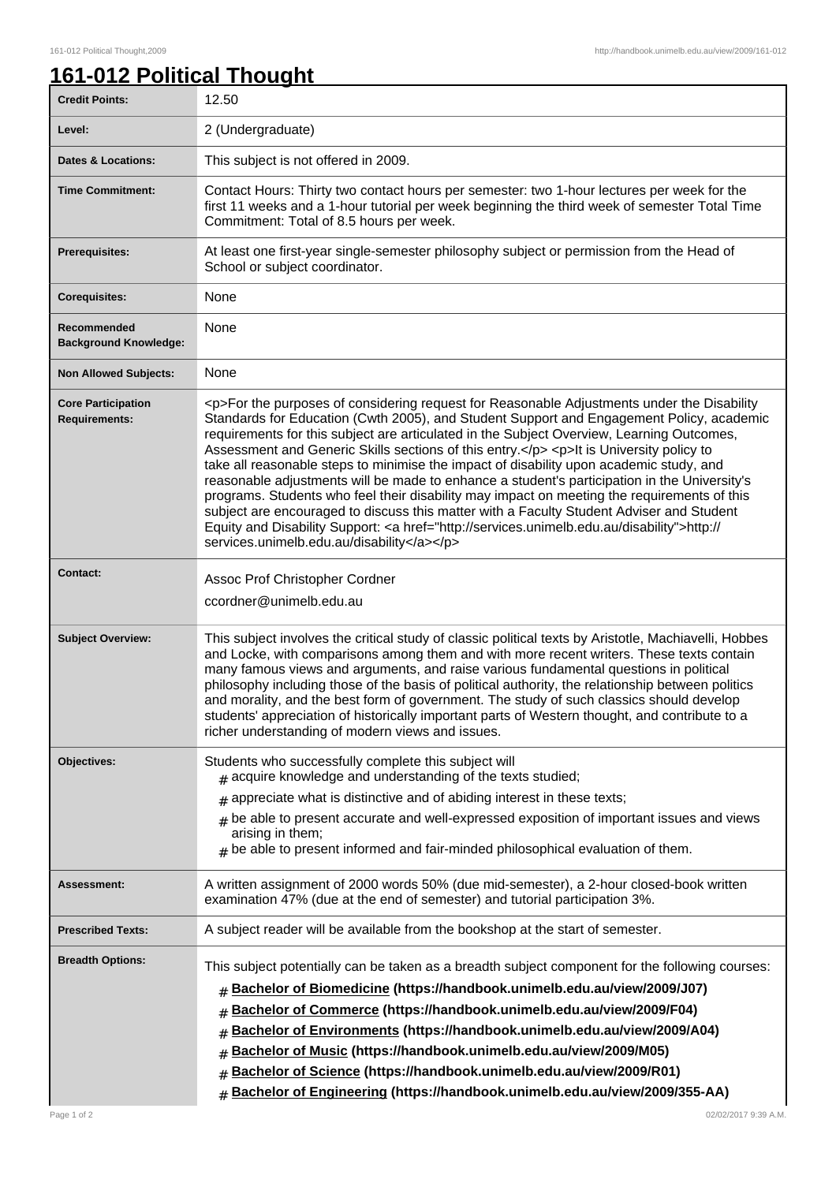# 161-012 Political Thought

| | |
|---|---|
| **Credit Points:** | 12.50 |
| **Level:** | 2 (Undergraduate) |
| **Dates & Locations:** | This subject is not offered in 2009. |
| **Time Commitment:** | Contact Hours: Thirty two contact hours per semester: two 1-hour lectures per week for the first 11 weeks and a 1-hour tutorial per week beginning the third week of semester Total Time Commitment: Total of 8.5 hours per week. |
| **Prerequisites:** | At least one first-year single-semester philosophy subject or permission from the Head of School or subject coordinator. |
| **Corequisites:** | None |
| **Recommended Background Knowledge:** | None |
| **Non Allowed Subjects:** | None |
| **Core Participation Requirements:** | <p>For the purposes of considering request for Reasonable Adjustments under the Disability Standards for Education (Cwth 2005), and Student Support and Engagement Policy, academic requirements for this subject are articulated in the Subject Overview, Learning Outcomes, Assessment and Generic Skills sections of this entry.</p> <p>It is University policy to take all reasonable steps to minimise the impact of disability upon academic study, and reasonable adjustments will be made to enhance a student's participation in the University's programs. Students who feel their disability may impact on meeting the requirements of this subject are encouraged to discuss this matter with a Faculty Student Adviser and Student Equity and Disability Support: <a href="http://services.unimelb.edu.au/disability">http://services.unimelb.edu.au/disability</a></p> |
| **Contact:** | Assoc Prof Christopher Cordner<br>ccordner@unimelb.edu.au |
| **Subject Overview:** | This subject involves the critical study of classic political texts by Aristotle, Machiavelli, Hobbes and Locke, with comparisons among them and with more recent writers. These texts contain many famous views and arguments, and raise various fundamental questions in political philosophy including those of the basis of political authority, the relationship between politics and morality, and the best form of government. The study of such classics should develop students' appreciation of historically important parts of Western thought, and contribute to a richer understanding of modern views and issues. |
| **Objectives:** | Students who successfully complete this subject will<br># acquire knowledge and understanding of the texts studied;<br># appreciate what is distinctive and of abiding interest in these texts;<br># be able to present accurate and well-expressed exposition of important issues and views arising in them;<br># be able to present informed and fair-minded philosophical evaluation of them. |
| **Assessment:** | A written assignment of 2000 words 50% (due mid-semester), a 2-hour closed-book written examination 47% (due at the end of semester) and tutorial participation 3%. |
| **Prescribed Texts:** | A subject reader will be available from the bookshop at the start of semester. |
| **Breadth Options:** | This subject potentially can be taken as a breadth subject component for the following courses:<br># **Bachelor of Biomedicine (https://handbook.unimelb.edu.au/view/2009/J07)**<br># **Bachelor of Commerce (https://handbook.unimelb.edu.au/view/2009/F04)**<br># **Bachelor of Environments (https://handbook.unimelb.edu.au/view/2009/A04)**<br># **Bachelor of Music (https://handbook.unimelb.edu.au/view/2009/M05)**<br># **Bachelor of Science (https://handbook.unimelb.edu.au/view/2009/R01)**<br># **Bachelor of Engineering (https://handbook.unimelb.edu.au/view/2009/355-AA)** |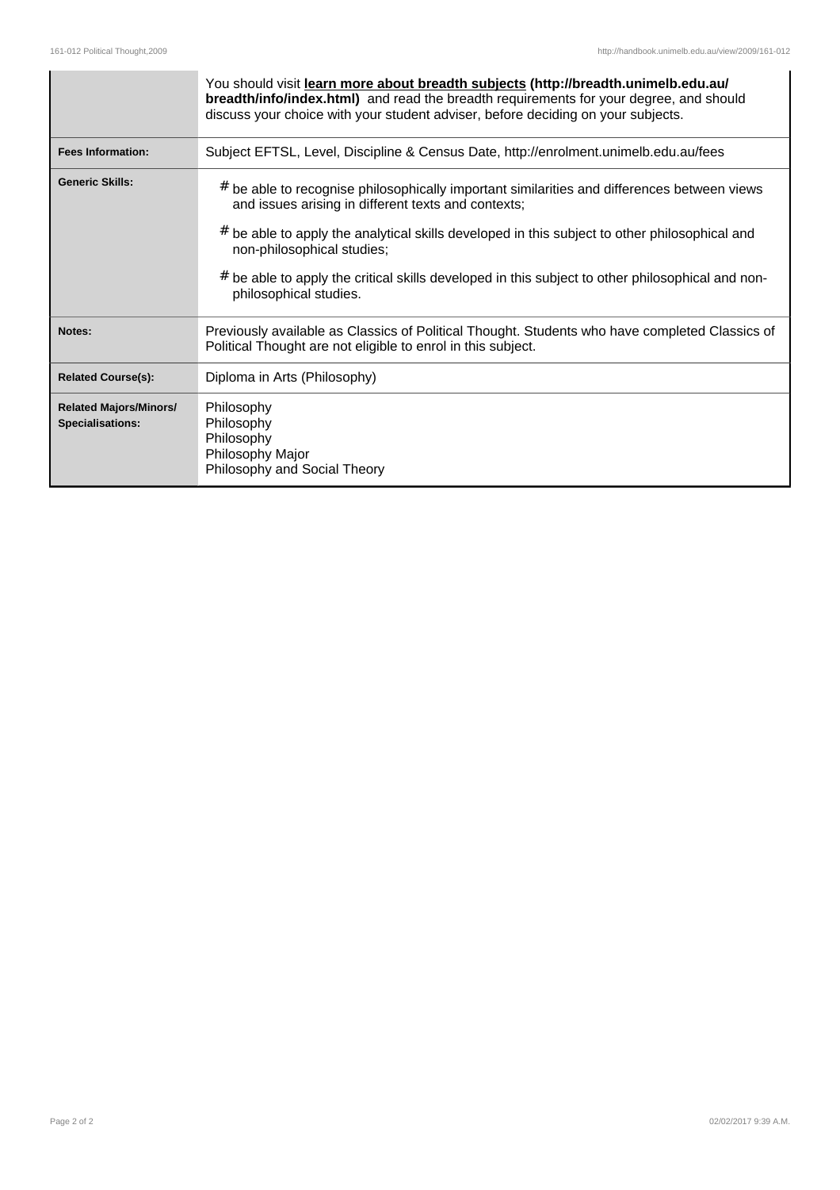| | |
|---|---|
| | You should visit **learn more about breadth subjects (http://breadth.unimelb.edu.au/breadth/info/index.html)** and read the breadth requirements for your degree, and should discuss your choice with your student adviser, before deciding on your subjects. |
| **Fees Information:** | Subject EFTSL, Level, Discipline & Census Date, http://enrolment.unimelb.edu.au/fees |
| **Generic Skills:** | # be able to recognise philosophically important similarities and differences between views and issues arising in different texts and contexts;<br># be able to apply the analytical skills developed in this subject to other philosophical and non-philosophical studies;<br># be able to apply the critical skills developed in this subject to other philosophical and non-philosophical studies. |
| **Notes:** | Previously available as Classics of Political Thought. Students who have completed Classics of Political Thought are not eligible to enrol in this subject. |
| **Related Course(s):** | Diploma in Arts (Philosophy) |
| **Related Majors/Minors/ Specialisations:** | Philosophy<br>Philosophy<br>Philosophy<br>Philosophy Major<br>Philosophy and Social Theory |